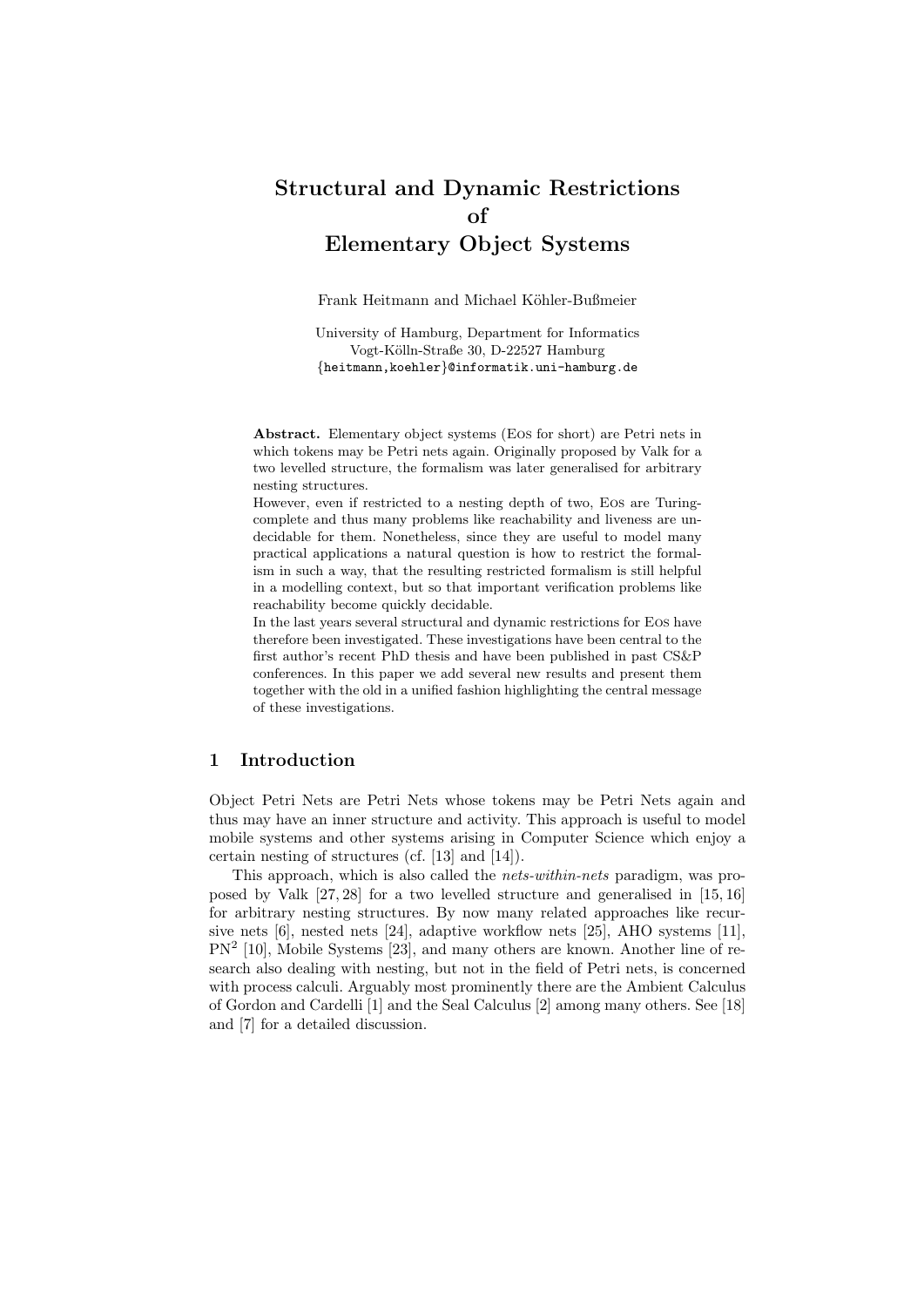# Structural and Dynamic Restrictions of Elementary Object Systems

Frank Heitmann and Michael Köhler-Bußmeier

University of Hamburg, Department for Informatics
Vogt-Kölln-Straße 30, D-22527 Hamburg
{heitmann,koehler}@informatik.uni-hamburg.de

**Abstract.** Elementary object systems (Eos for short) are Petri nets in which tokens may be Petri nets again. Originally proposed by Valk for a two levelled structure, the formalism was later generalised for arbitrary nesting structures.

However, even if restricted to a nesting depth of two, Eos are Turing-complete and thus many problems like reachability and liveness are undecidable for them. Nonetheless, since they are useful to model many practical applications a natural question is how to restrict the formalism in such a way, that the resulting restricted formalism is still helpful in a modelling context, but so that important verification problems like reachability become quickly decidable.

In the last years several structural and dynamic restrictions for Eos have therefore been investigated. These investigations have been central to the first author's recent PhD thesis and have been published in past CS&P conferences. In this paper we add several new results and present them together with the old in a unified fashion highlighting the central message of these investigations.

## 1 Introduction

Object Petri Nets are Petri Nets whose tokens may be Petri Nets again and thus may have an inner structure and activity. This approach is useful to model mobile systems and other systems arising in Computer Science which enjoy a certain nesting of structures (cf. [13] and [14]).

This approach, which is also called the *nets-within-nets* paradigm, was proposed by Valk [27, 28] for a two levelled structure and generalised in [15, 16] for arbitrary nesting structures. By now many related approaches like recursive nets [6], nested nets [24], adaptive workflow nets [25], AHO systems [11], $PN^2$ [10], Mobile Systems [23], and many others are known. Another line of research also dealing with nesting, but not in the field of Petri nets, is concerned with process calculi. Arguably most prominently there are the Ambient Calculus of Gordon and Cardelli [1] and the Seal Calculus [2] among many others. See [18] and [7] for a detailed discussion.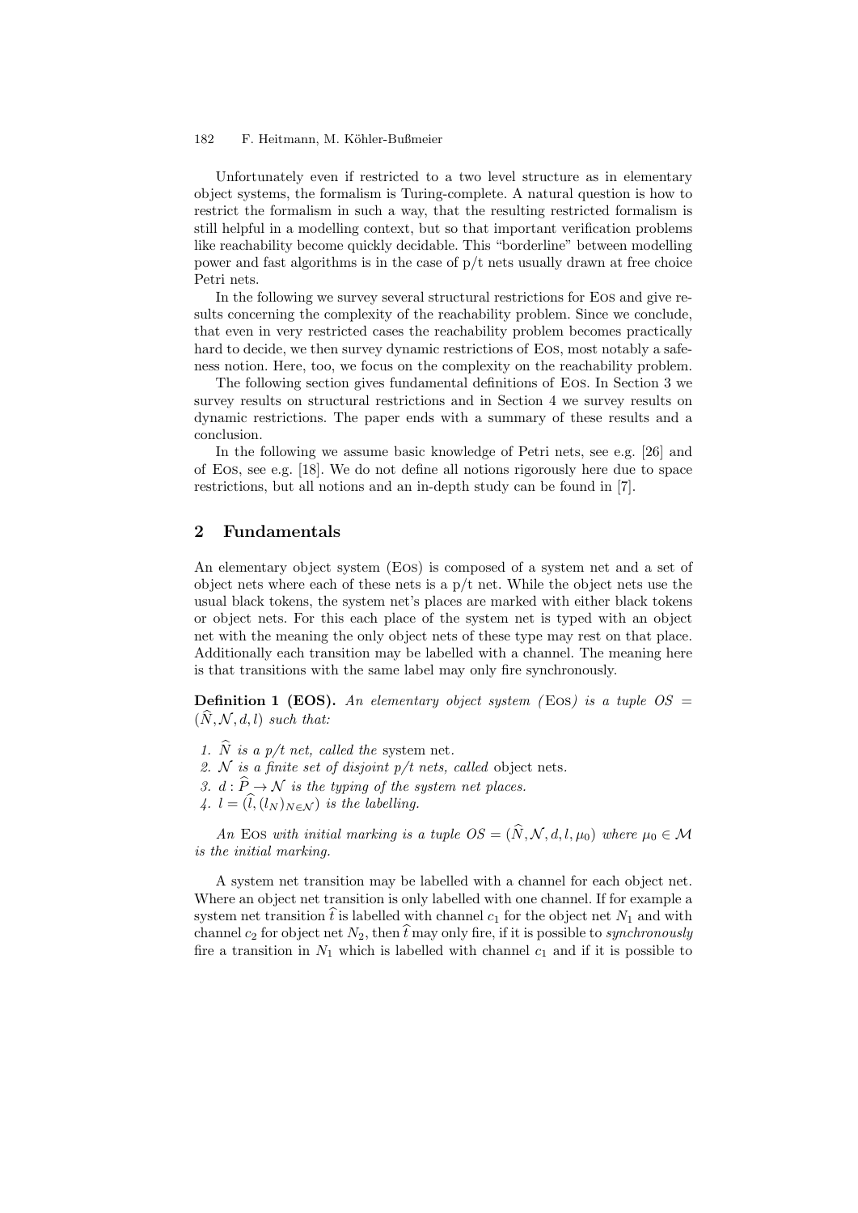Unfortunately even if restricted to a two level structure as in elementary object systems, the formalism is Turing-complete. A natural question is how to restrict the formalism in such a way, that the resulting restricted formalism is still helpful in a modelling context, but so that important verification problems like reachability become quickly decidable. This "borderline" between modelling power and fast algorithms is in the case of p/t nets usually drawn at free choice Petri nets.

In the following we survey several structural restrictions for EOS and give results concerning the complexity of the reachability problem. Since we conclude, that even in very restricted cases the reachability problem becomes practically hard to decide, we then survey dynamic restrictions of EOS, most notably a safeness notion. Here, too, we focus on the complexity on the reachability problem.

The following section gives fundamental definitions of EOS. In Section 3 we survey results on structural restrictions and in Section 4 we survey results on dynamic restrictions. The paper ends with a summary of these results and a conclusion.

In the following we assume basic knowledge of Petri nets, see e.g. [26] and of EOS, see e.g. [18]. We do not define all notions rigorously here due to space restrictions, but all notions and an in-depth study can be found in [7].

## 2 Fundamentals

An elementary object system (EOS) is composed of a system net and a set of object nets where each of these nets is a p/t net. While the object nets use the usual black tokens, the system net's places are marked with either black tokens or object nets. For this each place of the system net is typed with an object net with the meaning the only object nets of these type may rest on that place. Additionally each transition may be labelled with a channel. The meaning here is that transitions with the same label may only fire synchronously.

**Definition 1 (EOS).** *An elementary object system (*EOS*) is a tuple $OS = (\widehat{N}, \mathcal{N}, d, l)$ such that:*

1. *$\widehat{N}$ is a p/t net, called the* system net.
2. *$\mathcal{N}$ is a finite set of disjoint p/t nets, called* object nets.
3. *$d : \widehat{P} \to \mathcal{N}$ is the typing of the system net places.*
4. *$l = (\widehat{l}, (l_N)_{N \in \mathcal{N}})$ is the labelling.*

*An* EOS *with initial marking is a tuple $OS = (\widehat{N}, \mathcal{N}, d, l, \mu_0)$ where $\mu_0 \in \mathcal{M}$ is the initial marking.*

A system net transition may be labelled with a channel for each object net. Where an object net transition is only labelled with one channel. If for example a system net transition $\widehat{t}$ is labelled with channel $c_1$ for the object net $N_1$ and with channel $c_2$ for object net $N_2$, then $\widehat{t}$ may only fire, if it is possible to *synchronously* fire a transition in $N_1$ which is labelled with channel $c_1$ and if it is possible to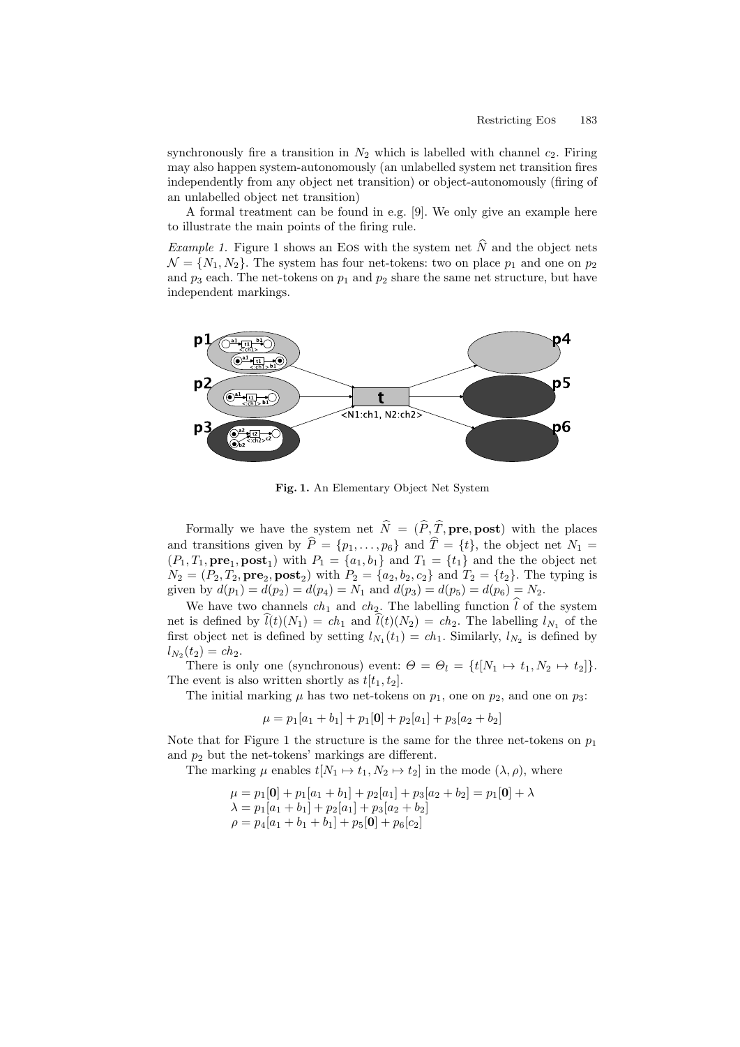synchronously fire a transition in $N_2$ which is labelled with channel $c_2$. Firing may also happen system-autonomously (an unlabelled system net transition fires independently from any object net transition) or object-autonomously (firing of an unlabelled object net transition)

A formal treatment can be found in e.g. [9]. We only give an example here to illustrate the main points of the firing rule.

*Example 1.* Figure 1 shows an Eos with the system net $\widehat{N}$ and the object nets $\mathcal{N} = \{N_1, N_2\}$. The system has four net-tokens: two on place $p_1$ and one on $p_2$ and $p_3$ each. The net-tokens on $p_1$ and $p_2$ share the same net structure, but have independent markings.

**Fig. 1.** An Elementary Object Net System

Formally we have the system net $\widehat{N} = (\widehat{P}, \widehat{T}, \mathbf{pre}, \mathbf{post})$ with the places and transitions given by $\widehat{P} = \{p_1, \ldots, p_6\}$ and $\widehat{T} = \{t\}$, the object net $N_1 = (P_1, T_1, \mathbf{pre}_1, \mathbf{post}_1)$ with $P_1 = \{a_1, b_1\}$ and $T_1 = \{t_1\}$ and the the object net $N_2 = (P_2, T_2, \mathbf{pre}_2, \mathbf{post}_2)$ with $P_2 = \{a_2, b_2, c_2\}$ and $T_2 = \{t_2\}$. The typing is given by $d(p_1) = d(p_2) = d(p_4) = N_1$ and $d(p_3) = d(p_5) = d(p_6) = N_2$.

We have two channels $ch_1$ and $ch_2$. The labelling function $\widehat{l}$ of the system net is defined by $\widehat{l}(t)(N_1) = ch_1$ and $\widehat{l}(t)(N_2) = ch_2$. The labelling $l_{N_1}$ of the first object net is defined by setting $l_{N_1}(t_1) = ch_1$. Similarly, $l_{N_2}$ is defined by $l_{N_2}(t_2) = ch_2$.

There is only one (synchronous) event: $\Theta = \Theta_l = \{t[N_1 \mapsto t_1, N_2 \mapsto t_2]\}$. The event is also written shortly as $t[t_1, t_2]$.

The initial marking $\mu$ has two net-tokens on $p_1$, one on $p_2$, and one on $p_3$:

$$\mu = p_1[a_1 + b_1] + p_1[\mathbf{0}] + p_2[a_1] + p_3[a_2 + b_2]$$

Note that for Figure 1 the structure is the same for the three net-tokens on $p_1$ and $p_2$ but the net-tokens' markings are different.

The marking $\mu$ enables $t[N_1 \mapsto t_1, N_2 \mapsto t_2]$ in the mode $(\lambda, \rho)$, where

$$\begin{aligned}
\mu &= p_1[\mathbf{0}] + p_1[a_1 + b_1] + p_2[a_1] + p_3[a_2 + b_2] = p_1[\mathbf{0}] + \lambda \\
\lambda &= p_1[a_1 + b_1] + p_2[a_1] + p_3[a_2 + b_2] \\
\rho &= p_4[a_1 + b_1 + b_1] + p_5[\mathbf{0}] + p_6[c_2]
\end{aligned}$$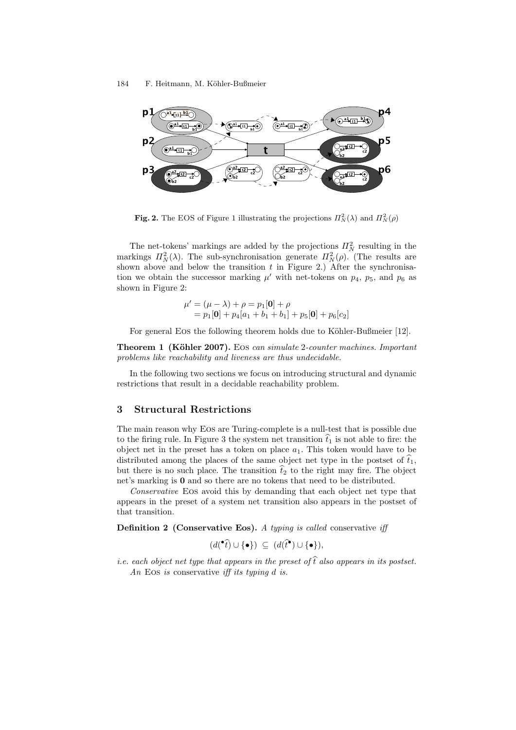**Fig. 2.** The EOS of Figure 1 illustrating the projections $\Pi_N^2(\lambda)$ and $\Pi_N^2(\rho)$

The net-tokens' markings are added by the projections $\Pi_N^2$ resulting in the markings $\Pi_N^2(\lambda)$. The sub-synchronisation generate $\Pi_N^2(\rho)$. (The results are shown above and below the transition $t$ in Figure 2.) After the synchronisation we obtain the successor marking $\mu'$ with net-tokens on $p_4$, $p_5$, and $p_6$ as shown in Figure 2:

$$\begin{aligned}\mu' &= (\mu - \lambda) + \rho = p_1[\mathbf{0}] + \rho \\ &= p_1[\mathbf{0}] + p_4[a_1 + b_1 + b_1] + p_5[\mathbf{0}] + p_6[c_2]\end{aligned}$$

For general EOS the following theorem holds due to Köhler-Bußmeier [12].

**Theorem 1 (Köhler 2007).** *EOS can simulate 2-counter machines. Important problems like reachability and liveness are thus undecidable.*

In the following two sections we focus on introducing structural and dynamic restrictions that result in a decidable reachability problem.

## 3 Structural Restrictions

The main reason why EOS are Turing-complete is a null-test that is possible due to the firing rule. In Figure 3 the system net transition $\widehat{t}_1$ is not able to fire: the object net in the preset has a token on place $a_1$. This token would have to be distributed among the places of the same object net type in the postset of $\widehat{t}_1$, but there is no such place. The transition $\widehat{t}_2$ to the right may fire. The object net's marking is $\mathbf{0}$ and so there are no tokens that need to be distributed.

*Conservative* EOS avoid this by demanding that each object net type that appears in the preset of a system net transition also appears in the postset of that transition.

**Definition 2 (Conservative Eos).** *A typing is called* conservative *iff*

$$(d(^{\bullet}\widehat{t}) \cup \{\bullet\}) \;\subseteq\; (d(\widehat{t}^{\bullet}) \cup \{\bullet\}),$$

*i.e. each object net type that appears in the preset of $\widehat{t}$ also appears in its postset. An* EOS *is* conservative *iff its typing $d$ is.*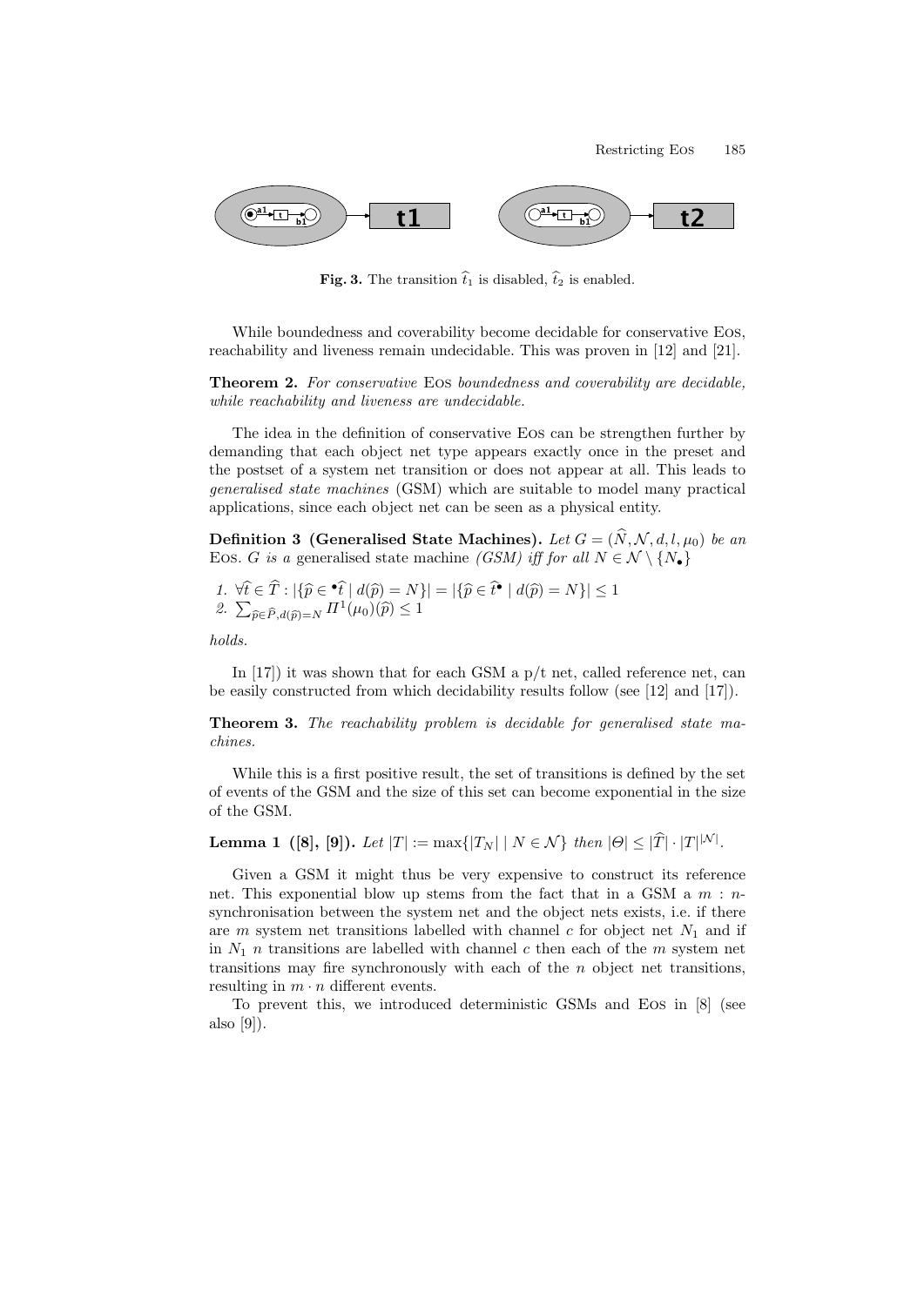**Fig. 3.** The transition $\widehat{t}_1$ is disabled, $\widehat{t}_2$ is enabled.

While boundedness and coverability become decidable for conservative EOS, reachability and liveness remain undecidable. This was proven in [12] and [21].

**Theorem 2.** *For conservative* EOS *boundedness and coverability are decidable, while reachability and liveness are undecidable.*

The idea in the definition of conservative EOS can be strengthen further by demanding that each object net type appears exactly once in the preset and the postset of a system net transition or does not appear at all. This leads to *generalised state machines* (GSM) which are suitable to model many practical applications, since each object net can be seen as a physical entity.

**Definition 3 (Generalised State Machines).** *Let $G = (\widehat{N}, \mathcal{N}, d, l, \mu_0)$ be an* EOS. *G is a* generalised state machine *(GSM) iff for all $N \in \mathcal{N} \setminus \{N_\bullet\}$*

1. $\forall \widehat{t} \in \widehat{T} : |\{\widehat{p} \in {}^\bullet\widehat{t} \mid d(\widehat{p}) = N\}| = |\{\widehat{p} \in \widehat{t}^\bullet \mid d(\widehat{p}) = N\}| \leq 1$
2. $\sum_{\widehat{p} \in \widehat{P}, d(\widehat{p}) = N} \Pi^1(\mu_0)(\widehat{p}) \leq 1$

*holds.*

In [17]) it was shown that for each GSM a p/t net, called reference net, can be easily constructed from which decidability results follow (see [12] and [17]).

**Theorem 3.** *The reachability problem is decidable for generalised state machines.*

While this is a first positive result, the set of transitions is defined by the set of events of the GSM and the size of this set can become exponential in the size of the GSM.

**Lemma 1 ([8], [9]).** *Let $|T| := \max\{|T_N| \mid N \in \mathcal{N}\}$ then $|\Theta| \leq |\widehat{T}| \cdot |T|^{|\mathcal{N}|}$.*

Given a GSM it might thus be very expensive to construct its reference net. This exponential blow up stems from the fact that in a GSM a $m : n$-synchronisation between the system net and the object nets exists, i.e. if there are $m$ system net transitions labelled with channel $c$ for object net $N_1$ and if in $N_1$ $n$ transitions are labelled with channel $c$ then each of the $m$ system net transitions may fire synchronously with each of the $n$ object net transitions, resulting in $m \cdot n$ different events.

To prevent this, we introduced deterministic GSMs and EOS in [8] (see also [9]).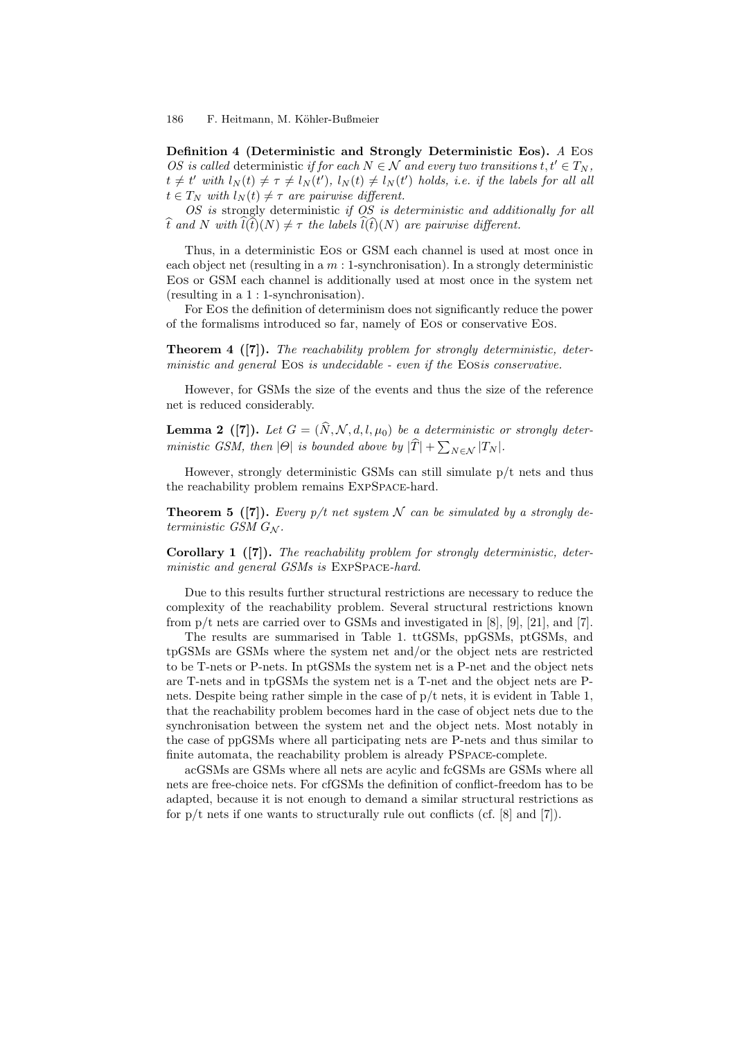**Definition 4 (Deterministic and Strongly Deterministic Eos).** *A* Eos *OS is called* deterministic *if for each $N \in \mathcal{N}$ and every two transitions $t, t' \in T_N$, $t \neq t'$ with $l_N(t) \neq \tau \neq l_N(t')$, $l_N(t) \neq l_N(t')$ holds, i.e. if the labels for all all $t \in T_N$ with $l_N(t) \neq \tau$ are pairwise different.*

*OS is* strongly deterministic *if OS is deterministic and additionally for all $\widehat{t}$ and $N$ with $\widehat{l}(\widehat{t})(N) \neq \tau$ the labels $\widehat{l}(\widehat{t})(N)$ are pairwise different.*

Thus, in a deterministic Eos or GSM each channel is used at most once in each object net (resulting in a $m$ : 1-synchronisation). In a strongly deterministic Eos or GSM each channel is additionally used at most once in the system net (resulting in a 1 : 1-synchronisation).

For Eos the definition of determinism does not significantly reduce the power of the formalisms introduced so far, namely of Eos or conservative Eos.

**Theorem 4 ([7]).** *The reachability problem for strongly deterministic, deterministic and general* Eos *is undecidable - even if the* Eos*is conservative.*

However, for GSMs the size of the events and thus the size of the reference net is reduced considerably.

**Lemma 2 ([7]).** *Let $G = (\widehat{N}, \mathcal{N}, d, l, \mu_0)$ be a deterministic or strongly deterministic GSM, then $|\Theta|$ is bounded above by $|\widehat{T}| + \sum_{N \in \mathcal{N}} |T_N|$.*

However, strongly deterministic GSMs can still simulate p/t nets and thus the reachability problem remains ExpSpace-hard.

**Theorem 5 ([7]).** *Every p/t net system $\mathcal{N}$ can be simulated by a strongly deterministic GSM $G_{\mathcal{N}}$.*

**Corollary 1 ([7]).** *The reachability problem for strongly deterministic, deterministic and general GSMs is* ExpSpace*-hard.*

Due to this results further structural restrictions are necessary to reduce the complexity of the reachability problem. Several structural restrictions known from p/t nets are carried over to GSMs and investigated in [8], [9], [21], and [7].

The results are summarised in Table 1. ttGSMs, ppGSMs, ptGSMs, and tpGSMs are GSMs where the system net and/or the object nets are restricted to be T-nets or P-nets. In ptGSMs the system net is a P-net and the object nets are T-nets and in tpGSMs the system net is a T-net and the object nets are P-nets. Despite being rather simple in the case of p/t nets, it is evident in Table 1, that the reachability problem becomes hard in the case of object nets due to the synchronisation between the system net and the object nets. Most notably in the case of ppGSMs where all participating nets are P-nets and thus similar to finite automata, the reachability problem is already PSpace-complete.

acGSMs are GSMs where all nets are acylic and fcGSMs are GSMs where all nets are free-choice nets. For cfGSMs the definition of conflict-freedom has to be adapted, because it is not enough to demand a similar structural restrictions as for p/t nets if one wants to structurally rule out conflicts (cf. [8] and [7]).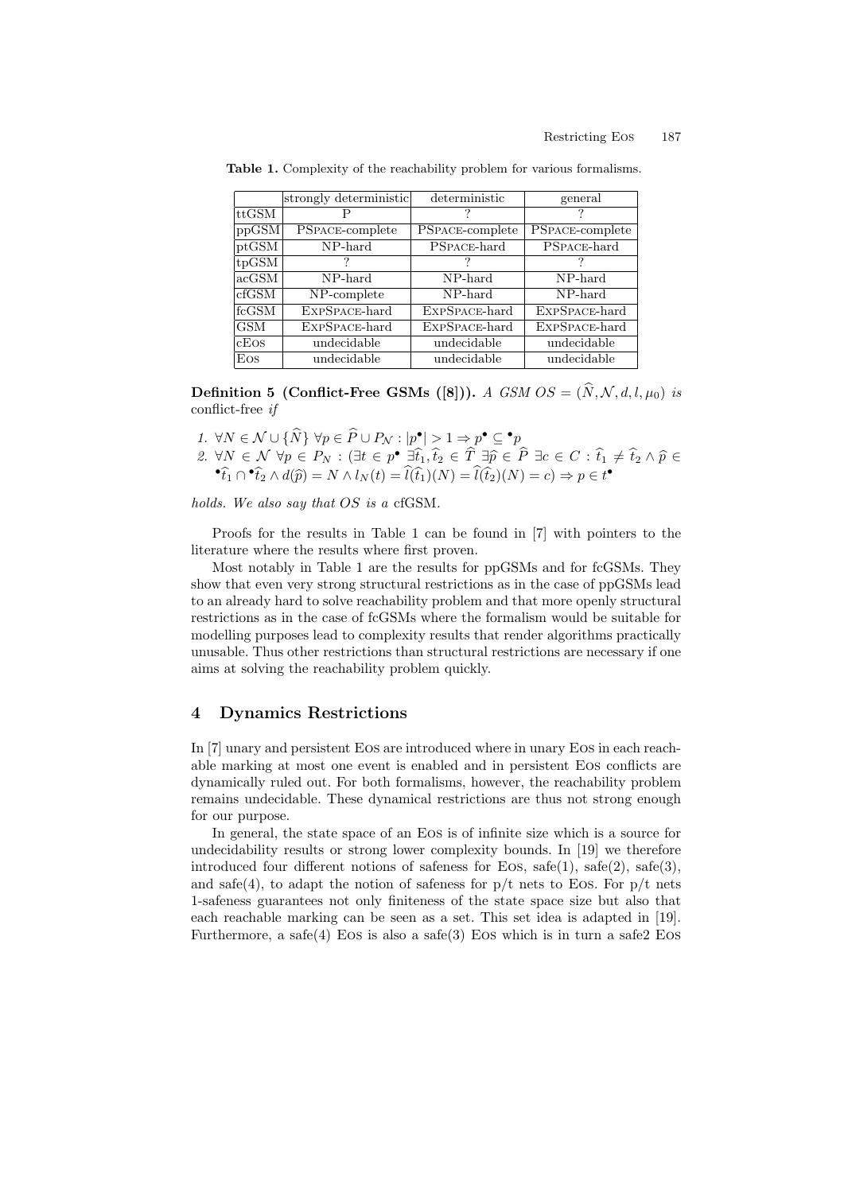**Table 1.** Complexity of the reachability problem for various formalisms.

| | strongly deterministic | deterministic | general |
|---|---|---|---|
| ttGSM | P | ? | ? |
| ppGSM | PSPACE-complete | PSPACE-complete | PSPACE-complete |
| ptGSM | NP-hard | PSPACE-hard | PSPACE-hard |
| tpGSM | ? | ? | ? |
| acGSM | NP-hard | NP-hard | NP-hard |
| cfGSM | NP-complete | NP-hard | NP-hard |
| fcGSM | EXPSPACE-hard | EXPSPACE-hard | EXPSPACE-hard |
| GSM | EXPSPACE-hard | EXPSPACE-hard | EXPSPACE-hard |
| cEOS | undecidable | undecidable | undecidable |
| EOS | undecidable | undecidable | undecidable |

**Definition 5 (Conflict-Free GSMs ([8])).** *A GSM $OS = (\widehat{N}, \mathcal{N}, d, l, \mu_0)$ is* conflict-free *if*

1. $\forall N \in \mathcal{N} \cup \{\widehat{N}\}\ \forall p \in \widehat{P} \cup P_{\mathcal{N}} : |p^\bullet| > 1 \Rightarrow p^\bullet \subseteq {}^\bullet p$
2. $\forall N \in \mathcal{N}\ \forall p \in P_N : (\exists t \in p^\bullet\ \exists \widehat{t}_1, \widehat{t}_2 \in \widehat{T}\ \exists \widehat{p} \in \widehat{P}\ \exists c \in C : \widehat{t}_1 \neq \widehat{t}_2 \wedge \widehat{p} \in {}^\bullet\widehat{t}_1 \cap {}^\bullet\widehat{t}_2 \wedge d(\widehat{p}) = N \wedge l_N(t) = \widehat{l}(\widehat{t}_1)(N) = \widehat{l}(\widehat{t}_2)(N) = c) \Rightarrow p \in t^\bullet$

*holds. We also say that OS is a* cfGSM.

Proofs for the results in Table 1 can be found in [7] with pointers to the literature where the results where first proven.

Most notably in Table 1 are the results for ppGSMs and for fcGSMs. They show that even very strong structural restrictions as in the case of ppGSMs lead to an already hard to solve reachability problem and that more openly structural restrictions as in the case of fcGSMs where the formalism would be suitable for modelling purposes lead to complexity results that render algorithms practically unusable. Thus other restrictions than structural restrictions are necessary if one aims at solving the reachability problem quickly.

## 4 Dynamics Restrictions

In [7] unary and persistent EOS are introduced where in unary EOS in each reachable marking at most one event is enabled and in persistent EOS conflicts are dynamically ruled out. For both formalisms, however, the reachability problem remains undecidable. These dynamical restrictions are thus not strong enough for our purpose.

In general, the state space of an EOS is of infinite size which is a source for undecidability results or strong lower complexity bounds. In [19] we therefore introduced four different notions of safeness for EOS, safe(1), safe(2), safe(3), and safe(4), to adapt the notion of safeness for p/t nets to EOS. For p/t nets 1-safeness guarantees not only finiteness of the state space size but also that each reachable marking can be seen as a set. This set idea is adapted in [19]. Furthermore, a safe(4) EOS is also a safe(3) EOS which is in turn a safe2 EOS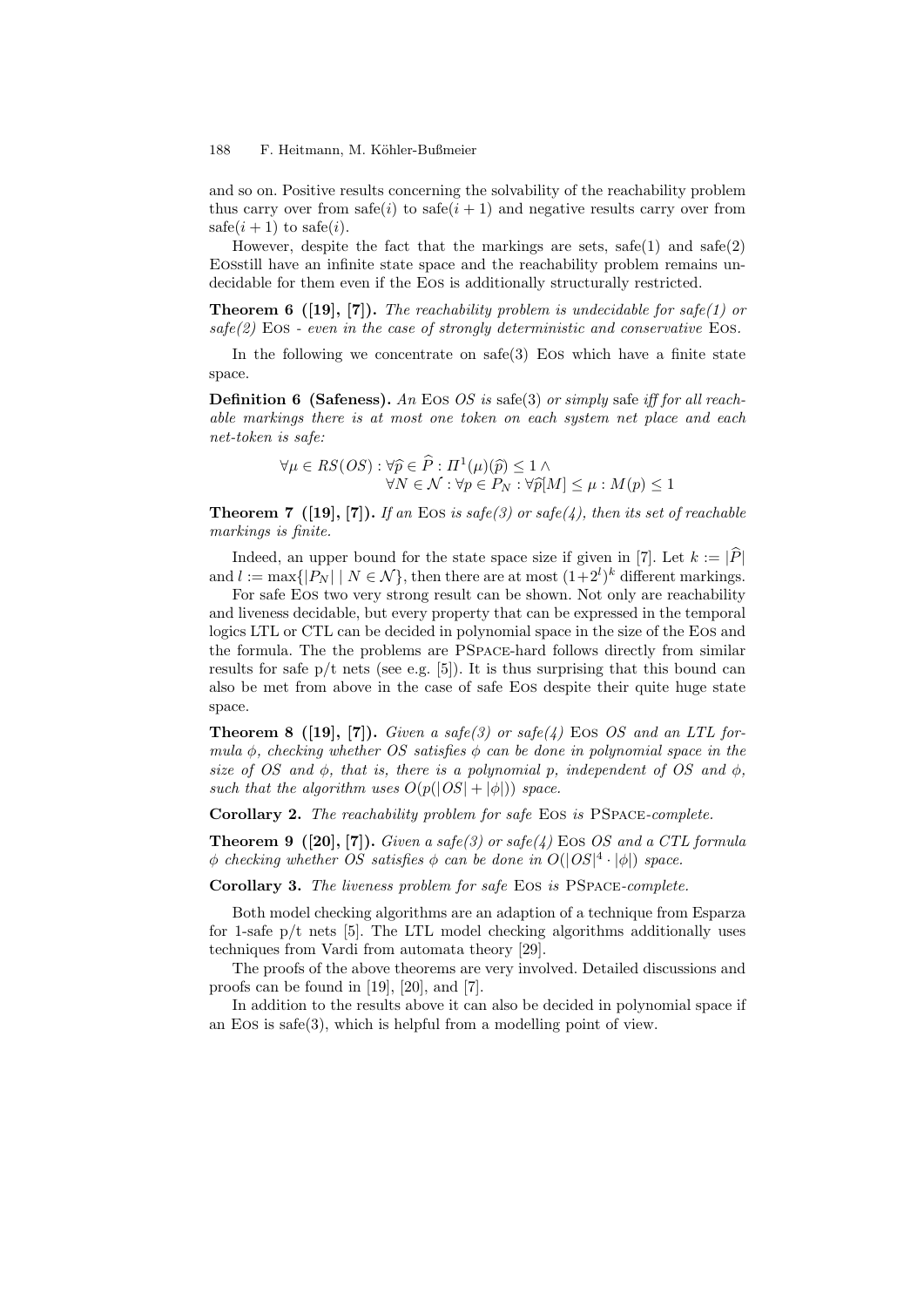and so on. Positive results concerning the solvability of the reachability problem thus carry over from safe($i$) to safe($i+1$) and negative results carry over from safe($i+1$) to safe($i$).

However, despite the fact that the markings are sets, safe(1) and safe(2) EOSstill have an infinite state space and the reachability problem remains undecidable for them even if the EOS is additionally structurally restricted.

**Theorem 6 ([19], [7]).** *The reachability problem is undecidable for safe(1) or safe(2)* EOS *- even in the case of strongly deterministic and conservative* EOS*.*

In the following we concentrate on safe(3) EOS which have a finite state space.

**Definition 6 (Safeness).** *An* EOS *OS is* safe(3) *or simply* safe *iff for all reachable markings there is at most one token on each system net place and each net-token is safe:*

$$\forall \mu \in RS(OS) : \forall \widehat{p} \in \widehat{P} : \Pi^1(\mu)(\widehat{p}) \leq 1 \wedge \\ \forall N \in \mathcal{N} : \forall p \in P_N : \forall \widehat{p}[M] \leq \mu : M(p) \leq 1$$

**Theorem 7 ([19], [7]).** *If an* EOS *is safe(3) or safe(4), then its set of reachable markings is finite.*

Indeed, an upper bound for the state space size if given in [7]. Let $k := |\widehat{P}|$ and $l := \max\{|P_N| \mid N \in \mathcal{N}\}$, then there are at most $(1+2^l)^k$ different markings.

For safe EOS two very strong result can be shown. Not only are reachability and liveness decidable, but every property that can be expressed in the temporal logics LTL or CTL can be decided in polynomial space in the size of the EOS and the formula. The the problems are PSPACE-hard follows directly from similar results for safe p/t nets (see e.g. [5]). It is thus surprising that this bound can also be met from above in the case of safe EOS despite their quite huge state space.

**Theorem 8 ([19], [7]).** *Given a safe(3) or safe(4)* EOS *OS and an LTL formula $\phi$, checking whether OS satisfies $\phi$ can be done in polynomial space in the size of OS and $\phi$, that is, there is a polynomial p, independent of OS and $\phi$, such that the algorithm uses $O(p(|OS| + |\phi|))$ space.*

**Corollary 2.** *The reachability problem for safe* EOS *is* PSPACE*-complete.*

**Theorem 9 ([20], [7]).** *Given a safe(3) or safe(4)* EOS *OS and a CTL formula $\phi$ checking whether OS satisfies $\phi$ can be done in $O(|OS|^4 \cdot |\phi|)$ space.*

**Corollary 3.** *The liveness problem for safe* EOS *is* PSPACE*-complete.*

Both model checking algorithms are an adaption of a technique from Esparza for 1-safe p/t nets [5]. The LTL model checking algorithms additionally uses techniques from Vardi from automata theory [29].

The proofs of the above theorems are very involved. Detailed discussions and proofs can be found in [19], [20], and [7].

In addition to the results above it can also be decided in polynomial space if an EOS is safe(3), which is helpful from a modelling point of view.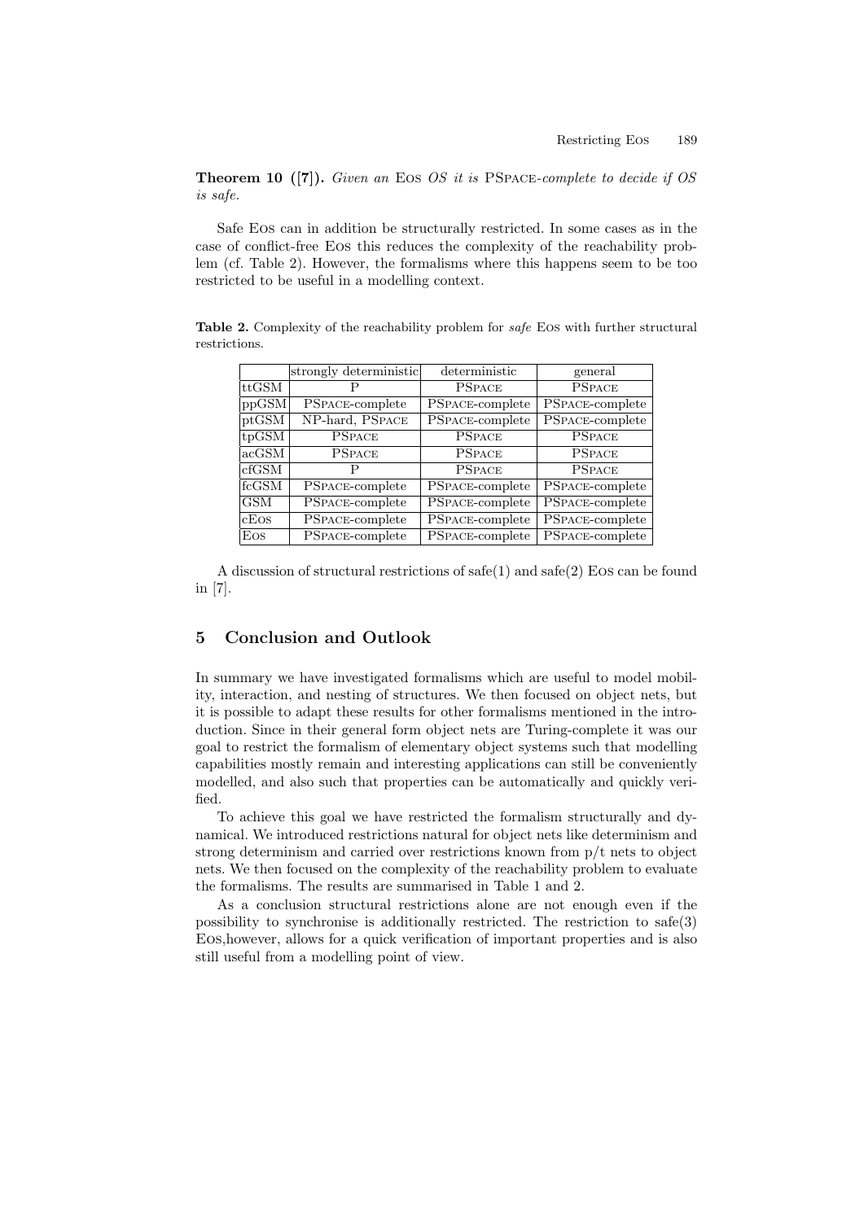**Theorem 10 ([7]).** *Given an* Eos *OS it is* PSpace*-complete to decide if OS is safe.*

Safe Eos can in addition be structurally restricted. In some cases as in the case of conflict-free Eos this reduces the complexity of the reachability problem (cf. Table 2). However, the formalisms where this happens seem to be too restricted to be useful in a modelling context.

**Table 2.** Complexity of the reachability problem for *safe* Eos with further structural restrictions.

| | strongly deterministic | deterministic | general |
|---|---|---|---|
| ttGSM | P | PSpace | PSpace |
| ppGSM | PSpace-complete | PSpace-complete | PSpace-complete |
| ptGSM | NP-hard, PSpace | PSpace-complete | PSpace-complete |
| tpGSM | PSpace | PSpace | PSpace |
| acGSM | PSpace | PSpace | PSpace |
| cfGSM | P | PSpace | PSpace |
| fcGSM | PSpace-complete | PSpace-complete | PSpace-complete |
| GSM | PSpace-complete | PSpace-complete | PSpace-complete |
| cEos | PSpace-complete | PSpace-complete | PSpace-complete |
| Eos | PSpace-complete | PSpace-complete | PSpace-complete |

A discussion of structural restrictions of safe(1) and safe(2) Eos can be found in [7].

## 5 Conclusion and Outlook

In summary we have investigated formalisms which are useful to model mobility, interaction, and nesting of structures. We then focused on object nets, but it is possible to adapt these results for other formalisms mentioned in the introduction. Since in their general form object nets are Turing-complete it was our goal to restrict the formalism of elementary object systems such that modelling capabilities mostly remain and interesting applications can still be conveniently modelled, and also such that properties can be automatically and quickly verified.

To achieve this goal we have restricted the formalism structurally and dynamical. We introduced restrictions natural for object nets like determinism and strong determinism and carried over restrictions known from p/t nets to object nets. We then focused on the complexity of the reachability problem to evaluate the formalisms. The results are summarised in Table 1 and 2.

As a conclusion structural restrictions alone are not enough even if the possibility to synchronise is additionally restricted. The restriction to safe(3) Eos,however, allows for a quick verification of important properties and is also still useful from a modelling point of view.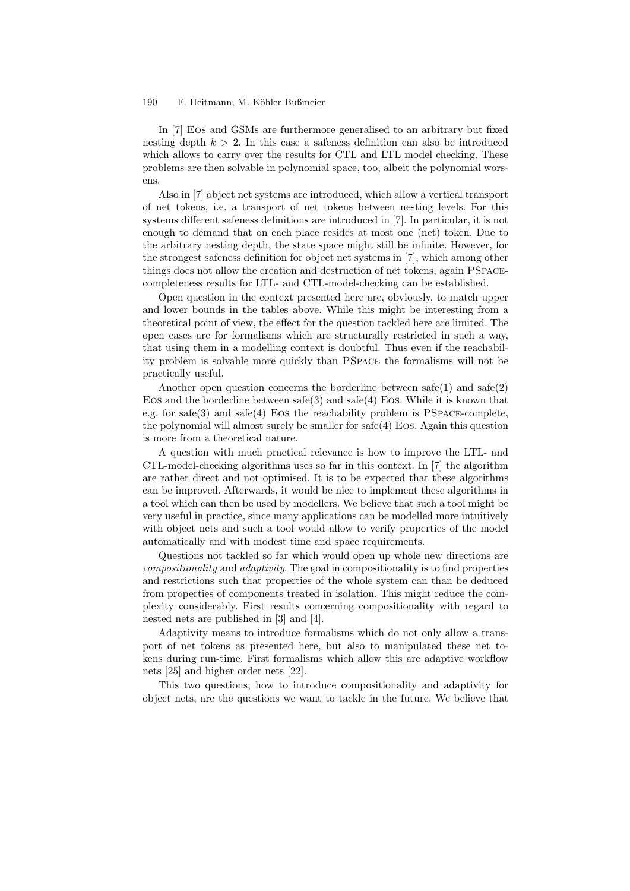In [7] Eos and GSMs are furthermore generalised to an arbitrary but fixed nesting depth $k > 2$. In this case a safeness definition can also be introduced which allows to carry over the results for CTL and LTL model checking. These problems are then solvable in polynomial space, too, albeit the polynomial worsens.

Also in [7] object net systems are introduced, which allow a vertical transport of net tokens, i.e. a transport of net tokens between nesting levels. For this systems different safeness definitions are introduced in [7]. In particular, it is not enough to demand that on each place resides at most one (net) token. Due to the arbitrary nesting depth, the state space might still be infinite. However, for the strongest safeness definition for object net systems in [7], which among other things does not allow the creation and destruction of net tokens, again PSpace-completeness results for LTL- and CTL-model-checking can be established.

Open question in the context presented here are, obviously, to match upper and lower bounds in the tables above. While this might be interesting from a theoretical point of view, the effect for the question tackled here are limited. The open cases are for formalisms which are structurally restricted in such a way, that using them in a modelling context is doubtful. Thus even if the reachability problem is solvable more quickly than PSpace the formalisms will not be practically useful.

Another open question concerns the borderline between safe(1) and safe(2) Eos and the borderline between safe(3) and safe(4) Eos. While it is known that e.g. for safe(3) and safe(4) Eos the reachability problem is PSpace-complete, the polynomial will almost surely be smaller for safe(4) Eos. Again this question is more from a theoretical nature.

A question with much practical relevance is how to improve the LTL- and CTL-model-checking algorithms uses so far in this context. In [7] the algorithm are rather direct and not optimised. It is to be expected that these algorithms can be improved. Afterwards, it would be nice to implement these algorithms in a tool which can then be used by modellers. We believe that such a tool might be very useful in practice, since many applications can be modelled more intuitively with object nets and such a tool would allow to verify properties of the model automatically and with modest time and space requirements.

Questions not tackled so far which would open up whole new directions are *compositionality* and *adaptivity*. The goal in compositionality is to find properties and restrictions such that properties of the whole system can than be deduced from properties of components treated in isolation. This might reduce the complexity considerably. First results concerning compositionality with regard to nested nets are published in [3] and [4].

Adaptivity means to introduce formalisms which do not only allow a transport of net tokens as presented here, but also to manipulated these net tokens during run-time. First formalisms which allow this are adaptive workflow nets [25] and higher order nets [22].

This two questions, how to introduce compositionality and adaptivity for object nets, are the questions we want to tackle in the future. We believe that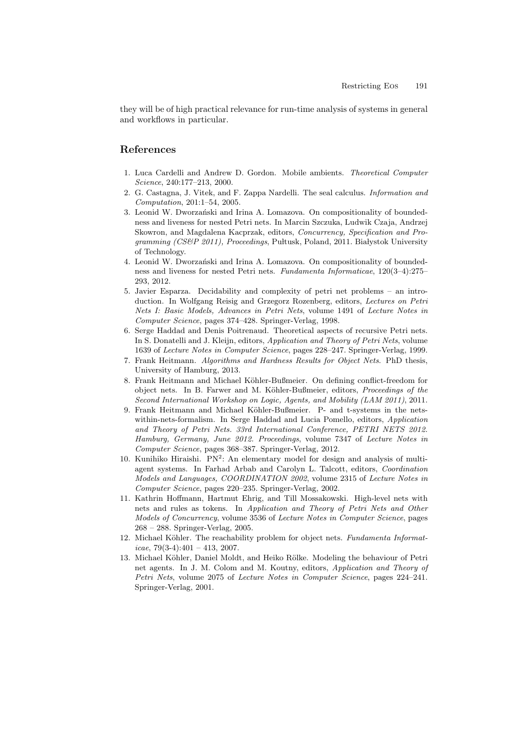they will be of high practical relevance for run-time analysis of systems in general and workflows in particular.

## References

1. Luca Cardelli and Andrew D. Gordon. Mobile ambients. *Theoretical Computer Science*, 240:177–213, 2000.
2. G. Castagna, J. Vitek, and F. Zappa Nardelli. The seal calculus. *Information and Computation*, 201:1–54, 2005.
3. Leonid W. Dworzański and Irina A. Lomazova. On compositionality of boundedness and liveness for nested Petri nets. In Marcin Szczuka, Ludwik Czaja, Andrzej Skowron, and Magdalena Kacprzak, editors, *Concurrency, Specification and Programming (CS&P 2011), Proceedings*, Pułtusk, Poland, 2011. Białystok University of Technology.
4. Leonid W. Dworzański and Irina A. Lomazova. On compositionality of boundedness and liveness for nested Petri nets. *Fundamenta Informaticae*, 120(3–4):275–293, 2012.
5. Javier Esparza. Decidability and complexity of petri net problems – an introduction. In Wolfgang Reisig and Gregorz Rozenberg, editors, *Lectures on Petri Nets I: Basic Models, Advances in Petri Nets*, volume 1491 of *Lecture Notes in Computer Science*, pages 374–428. Springer-Verlag, 1998.
6. Serge Haddad and Denis Poitrenaud. Theoretical aspects of recursive Petri nets. In S. Donatelli and J. Kleijn, editors, *Application and Theory of Petri Nets*, volume 1639 of *Lecture Notes in Computer Science*, pages 228–247. Springer-Verlag, 1999.
7. Frank Heitmann. *Algorithms and Hardness Results for Object Nets*. PhD thesis, University of Hamburg, 2013.
8. Frank Heitmann and Michael Köhler-Bußmeier. On defining conflict-freedom for object nets. In B. Farwer and M. Köhler-Bußmeier, editors, *Proceedings of the Second International Workshop on Logic, Agents, and Mobility (LAM 2011)*, 2011.
9. Frank Heitmann and Michael Köhler-Bußmeier. P- and t-systems in the nets-within-nets-formalism. In Serge Haddad and Lucia Pomello, editors, *Application and Theory of Petri Nets. 33rd International Conference, PETRI NETS 2012. Hamburg, Germany, June 2012. Proceedings*, volume 7347 of *Lecture Notes in Computer Science*, pages 368–387. Springer-Verlag, 2012.
10. Kunihiko Hiraishi. $\mathrm{PN}^2$: An elementary model for design and analysis of multi-agent systems. In Farhad Arbab and Carolyn L. Talcott, editors, *Coordination Models and Languages, COORDINATION 2002*, volume 2315 of *Lecture Notes in Computer Science*, pages 220–235. Springer-Verlag, 2002.
11. Kathrin Hoffmann, Hartmut Ehrig, and Till Mossakowski. High-level nets with nets and rules as tokens. In *Application and Theory of Petri Nets and Other Models of Concurrency*, volume 3536 of *Lecture Notes in Computer Science*, pages 268 – 288. Springer-Verlag, 2005.
12. Michael Köhler. The reachability problem for object nets. *Fundamenta Informaticae*, 79(3-4):401 – 413, 2007.
13. Michael Köhler, Daniel Moldt, and Heiko Rölke. Modeling the behaviour of Petri net agents. In J. M. Colom and M. Koutny, editors, *Application and Theory of Petri Nets*, volume 2075 of *Lecture Notes in Computer Science*, pages 224–241. Springer-Verlag, 2001.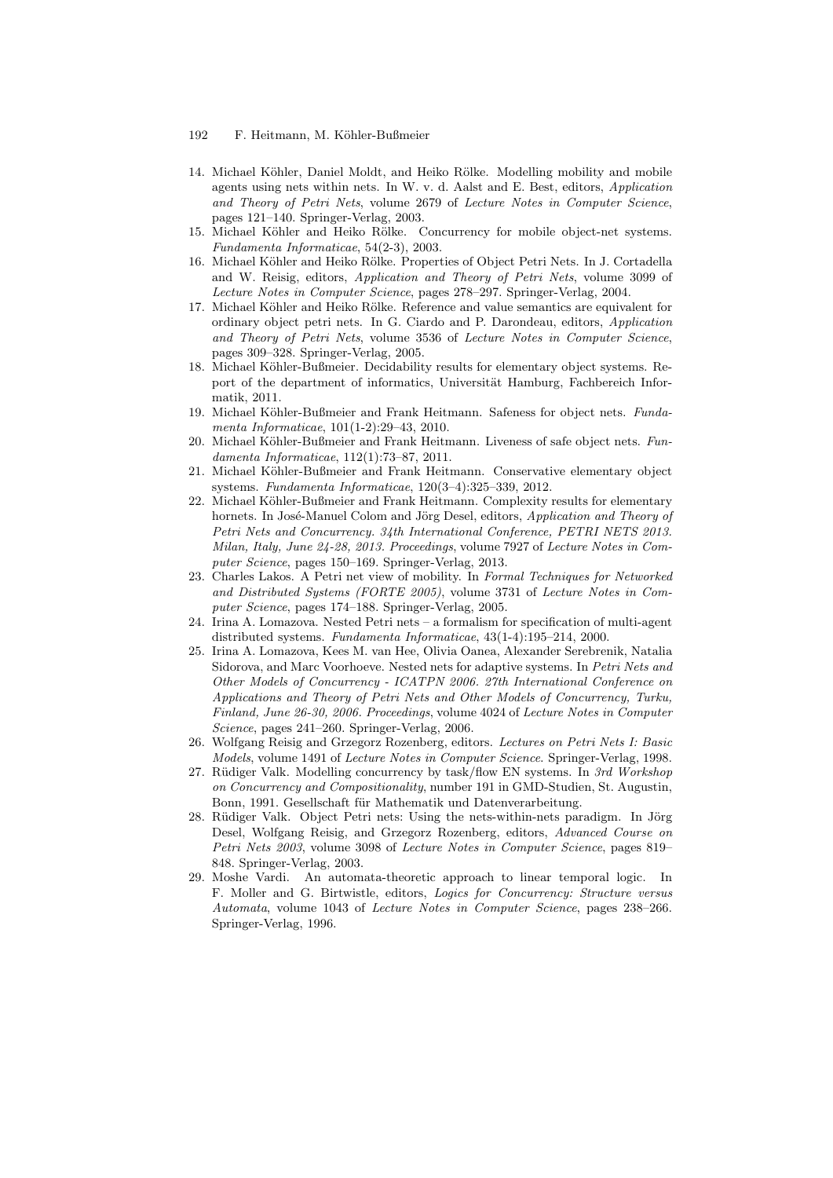14. Michael Köhler, Daniel Moldt, and Heiko Rölke. Modelling mobility and mobile agents using nets within nets. In W. v. d. Aalst and E. Best, editors, *Application and Theory of Petri Nets*, volume 2679 of *Lecture Notes in Computer Science*, pages 121–140. Springer-Verlag, 2003.
15. Michael Köhler and Heiko Rölke. Concurrency for mobile object-net systems. *Fundamenta Informaticae*, 54(2-3), 2003.
16. Michael Köhler and Heiko Rölke. Properties of Object Petri Nets. In J. Cortadella and W. Reisig, editors, *Application and Theory of Petri Nets*, volume 3099 of *Lecture Notes in Computer Science*, pages 278–297. Springer-Verlag, 2004.
17. Michael Köhler and Heiko Rölke. Reference and value semantics are equivalent for ordinary object petri nets. In G. Ciardo and P. Darondeau, editors, *Application and Theory of Petri Nets*, volume 3536 of *Lecture Notes in Computer Science*, pages 309–328. Springer-Verlag, 2005.
18. Michael Köhler-Bußmeier. Decidability results for elementary object systems. Report of the department of informatics, Universität Hamburg, Fachbereich Informatik, 2011.
19. Michael Köhler-Bußmeier and Frank Heitmann. Safeness for object nets. *Fundamenta Informaticae*, 101(1-2):29–43, 2010.
20. Michael Köhler-Bußmeier and Frank Heitmann. Liveness of safe object nets. *Fundamenta Informaticae*, 112(1):73–87, 2011.
21. Michael Köhler-Bußmeier and Frank Heitmann. Conservative elementary object systems. *Fundamenta Informaticae*, 120(3–4):325–339, 2012.
22. Michael Köhler-Bußmeier and Frank Heitmann. Complexity results for elementary hornets. In José-Manuel Colom and Jörg Desel, editors, *Application and Theory of Petri Nets and Concurrency. 34th International Conference, PETRI NETS 2013. Milan, Italy, June 24-28, 2013. Proceedings*, volume 7927 of *Lecture Notes in Computer Science*, pages 150–169. Springer-Verlag, 2013.
23. Charles Lakos. A Petri net view of mobility. In *Formal Techniques for Networked and Distributed Systems (FORTE 2005)*, volume 3731 of *Lecture Notes in Computer Science*, pages 174–188. Springer-Verlag, 2005.
24. Irina A. Lomazova. Nested Petri nets – a formalism for specification of multi-agent distributed systems. *Fundamenta Informaticae*, 43(1-4):195–214, 2000.
25. Irina A. Lomazova, Kees M. van Hee, Olivia Oanea, Alexander Serebrenik, Natalia Sidorova, and Marc Voorhoeve. Nested nets for adaptive systems. In *Petri Nets and Other Models of Concurrency - ICATPN 2006. 27th International Conference on Applications and Theory of Petri Nets and Other Models of Concurrency, Turku, Finland, June 26-30, 2006. Proceedings*, volume 4024 of *Lecture Notes in Computer Science*, pages 241–260. Springer-Verlag, 2006.
26. Wolfgang Reisig and Grzegorz Rozenberg, editors. *Lectures on Petri Nets I: Basic Models*, volume 1491 of *Lecture Notes in Computer Science*. Springer-Verlag, 1998.
27. Rüdiger Valk. Modelling concurrency by task/flow EN systems. In *3rd Workshop on Concurrency and Compositionality*, number 191 in GMD-Studien, St. Augustin, Bonn, 1991. Gesellschaft für Mathematik und Datenverarbeitung.
28. Rüdiger Valk. Object Petri nets: Using the nets-within-nets paradigm. In Jörg Desel, Wolfgang Reisig, and Grzegorz Rozenberg, editors, *Advanced Course on Petri Nets 2003*, volume 3098 of *Lecture Notes in Computer Science*, pages 819–848. Springer-Verlag, 2003.
29. Moshe Vardi. An automata-theoretic approach to linear temporal logic. In F. Moller and G. Birtwistle, editors, *Logics for Concurrency: Structure versus Automata*, volume 1043 of *Lecture Notes in Computer Science*, pages 238–266. Springer-Verlag, 1996.